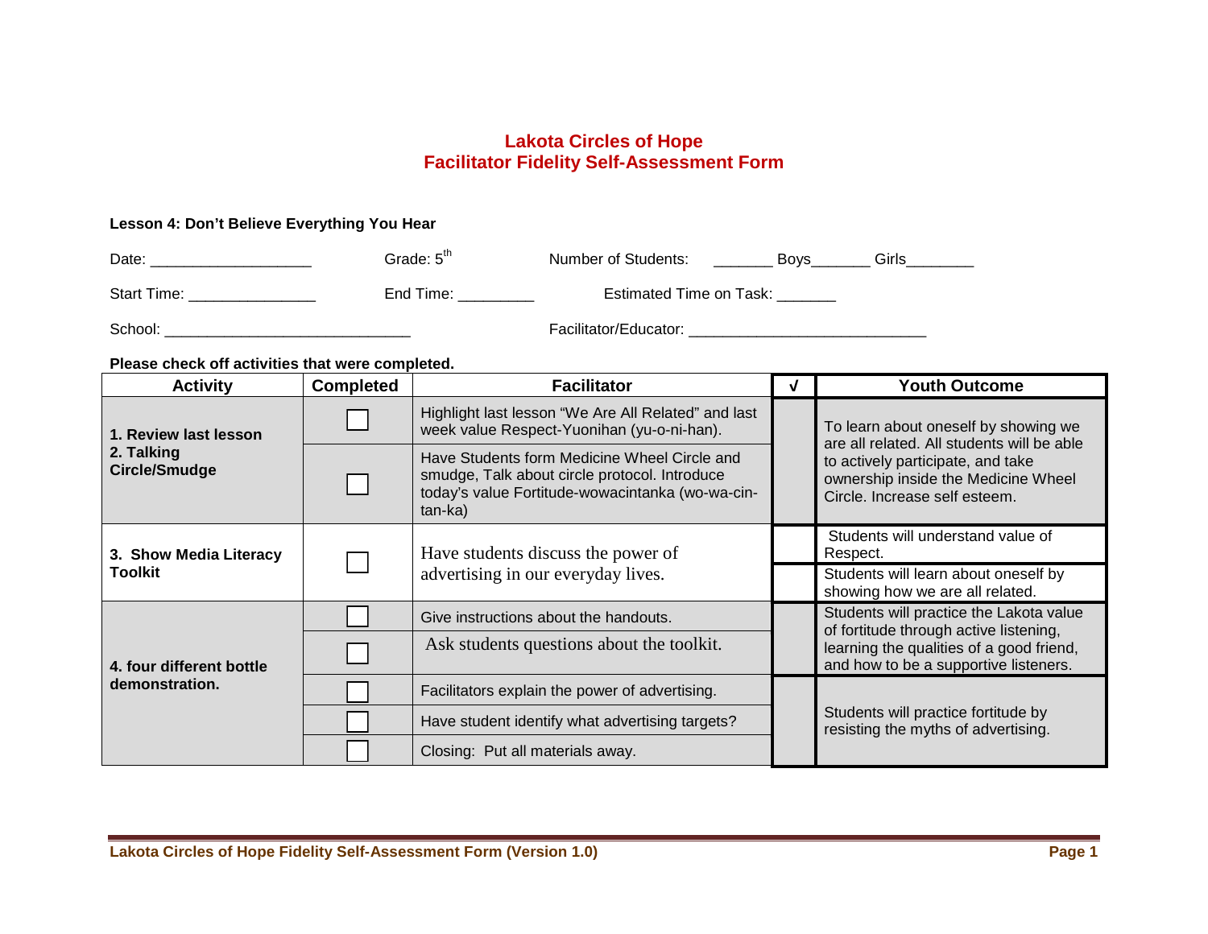# Lakota Circles of Hope
# Facilitator Fidelity Self-Assessment Form

**Lesson 4: Don't Believe Everything You Hear**

Date: ___________________ Grade: 5th Number of Students: _______ Boys_______ Girls________

Start Time: _______________ End Time: _________ Estimated Time on Task: _______

School: _____________________________ Facilitator/Educator: ____________________________

**Please check off activities that were completed.**

| Activity | Completed | Facilitator | √ | Youth Outcome |
|---|---|---|---|---|
| **1. Review last lesson 2. Talking Circle/Smudge** | ☐ | Highlight last lesson "We Are All Related" and last week value Respect-Yuonihan (yu-o-ni-han). | | To learn about oneself by showing we are all related. All students will be able to actively participate, and take ownership inside the Medicine Wheel Circle. Increase self esteem. |
| | ☐ | Have Students form Medicine Wheel Circle and smudge, Talk about circle protocol. Introduce today's value Fortitude-wowacintanka (wo-wa-cin-tan-ka) | | |
| **3. Show Media Literacy Toolkit** | ☐ | Have students discuss the power of advertising in our everyday lives. | | Students will understand value of Respect. |
| | | | | Students will learn about oneself by showing how we are all related. |
| **4. four different bottle demonstration.** | ☐ | Give instructions about the handouts. | | Students will practice the Lakota value of fortitude through active listening, learning the qualities of a good friend, and how to be a supportive listeners. |
| | ☐ | Ask students questions about the toolkit. | | |
| | ☐ | Facilitators explain the power of advertising. | | Students will practice fortitude by resisting the myths of advertising. |
| | ☐ | Have student identify what advertising targets? | | |
| | ☐ | Closing: Put all materials away. | | |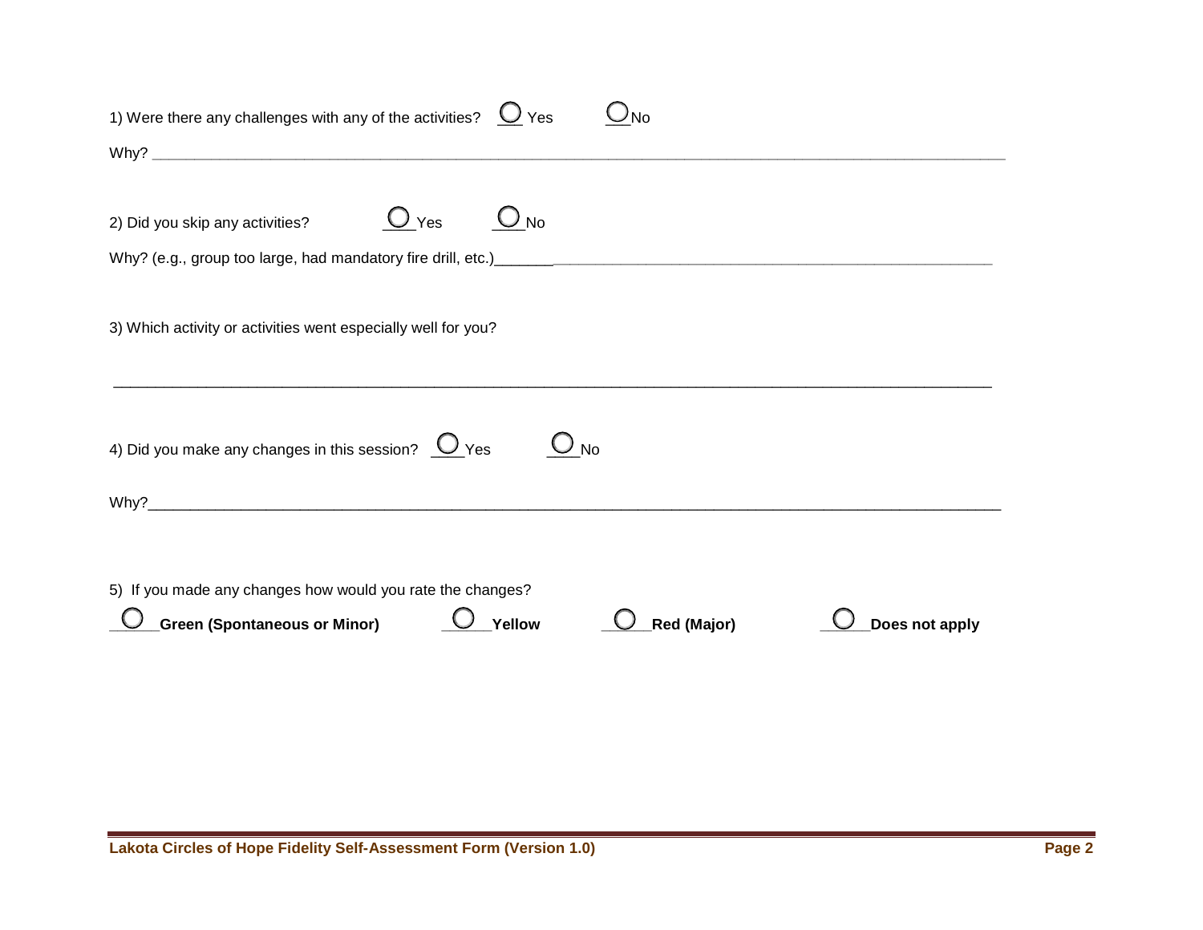1) Were there any challenges with any of the activities? ◯ Yes ◯ No

Why? ___________________________________________________________________________

2) Did you skip any activities? ◯ Yes ◯ No

Why? (e.g., group too large, had mandatory fire drill, etc.)___________________________________________

3) Which activity or activities went especially well for you?

___________________________________________________________________________

4) Did you make any changes in this session? ◯ Yes ◯ No

Why?___________________________________________________________________________

5) If you made any changes how would you rate the changes?

◯ **Green (Spontaneous or Minor)** ◯ **Yellow** ◯ **Red (Major)** ◯ **Does not apply**